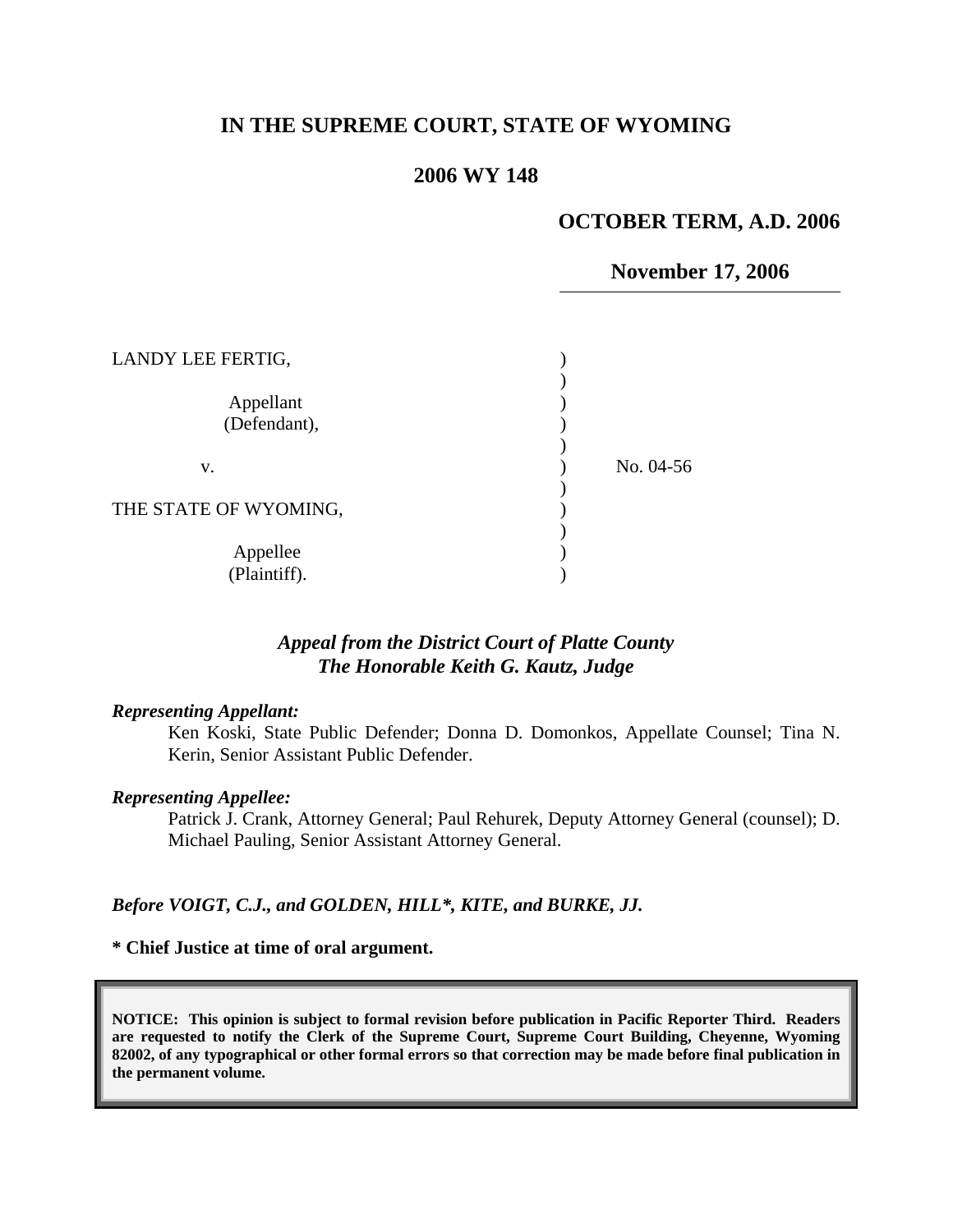# IN THE SUPREME COURT, STATE OF WYOMING

## 2006 WY 148

**OCTOBER TERM, A.D. 2006**

**November 17, 2006**

| | | |
|---|---|---|
| LANDY LEE FERTIG, | ) | |
| | ) | |
| Appellant | ) | |
| (Defendant), | ) | |
| | ) | |
| v. | ) | No. 04-56 |
| | ) | |
| THE STATE OF WYOMING, | ) | |
| | ) | |
| Appellee | ) | |
| (Plaintiff). | ) | |

***Appeal from the District Court of Platte County***
***The Honorable Keith G. Kautz, Judge***

***Representing Appellant:***

Ken Koski, State Public Defender; Donna D. Domonkos, Appellate Counsel; Tina N. Kerin, Senior Assistant Public Defender.

***Representing Appellee:***

Patrick J. Crank, Attorney General; Paul Rehurek, Deputy Attorney General (counsel); D. Michael Pauling, Senior Assistant Attorney General.

***Before VOIGT, C.J., and GOLDEN, HILL\*, KITE, and BURKE, JJ.***

**\* Chief Justice at time of oral argument.**

**NOTICE: This opinion is subject to formal revision before publication in Pacific Reporter Third. Readers are requested to notify the Clerk of the Supreme Court, Supreme Court Building, Cheyenne, Wyoming 82002, of any typographical or other formal errors so that correction may be made before final publication in the permanent volume.**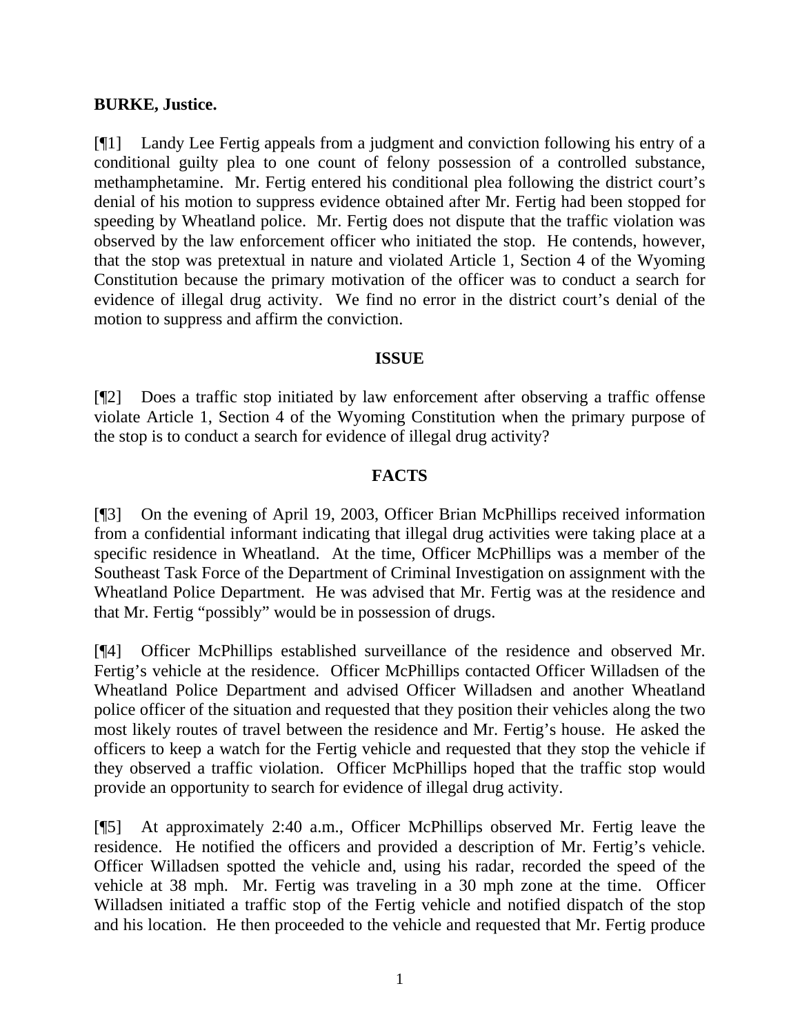**BURKE, Justice.**

[¶1] Landy Lee Fertig appeals from a judgment and conviction following his entry of a conditional guilty plea to one count of felony possession of a controlled substance, methamphetamine. Mr. Fertig entered his conditional plea following the district court's denial of his motion to suppress evidence obtained after Mr. Fertig had been stopped for speeding by Wheatland police. Mr. Fertig does not dispute that the traffic violation was observed by the law enforcement officer who initiated the stop. He contends, however, that the stop was pretextual in nature and violated Article 1, Section 4 of the Wyoming Constitution because the primary motivation of the officer was to conduct a search for evidence of illegal drug activity. We find no error in the district court's denial of the motion to suppress and affirm the conviction.

## ISSUE

[¶2] Does a traffic stop initiated by law enforcement after observing a traffic offense violate Article 1, Section 4 of the Wyoming Constitution when the primary purpose of the stop is to conduct a search for evidence of illegal drug activity?

## FACTS

[¶3] On the evening of April 19, 2003, Officer Brian McPhillips received information from a confidential informant indicating that illegal drug activities were taking place at a specific residence in Wheatland. At the time, Officer McPhillips was a member of the Southeast Task Force of the Department of Criminal Investigation on assignment with the Wheatland Police Department. He was advised that Mr. Fertig was at the residence and that Mr. Fertig "possibly" would be in possession of drugs.

[¶4] Officer McPhillips established surveillance of the residence and observed Mr. Fertig's vehicle at the residence. Officer McPhillips contacted Officer Willadsen of the Wheatland Police Department and advised Officer Willadsen and another Wheatland police officer of the situation and requested that they position their vehicles along the two most likely routes of travel between the residence and Mr. Fertig's house. He asked the officers to keep a watch for the Fertig vehicle and requested that they stop the vehicle if they observed a traffic violation. Officer McPhillips hoped that the traffic stop would provide an opportunity to search for evidence of illegal drug activity.

[¶5] At approximately 2:40 a.m., Officer McPhillips observed Mr. Fertig leave the residence. He notified the officers and provided a description of Mr. Fertig's vehicle. Officer Willadsen spotted the vehicle and, using his radar, recorded the speed of the vehicle at 38 mph. Mr. Fertig was traveling in a 30 mph zone at the time. Officer Willadsen initiated a traffic stop of the Fertig vehicle and notified dispatch of the stop and his location. He then proceeded to the vehicle and requested that Mr. Fertig produce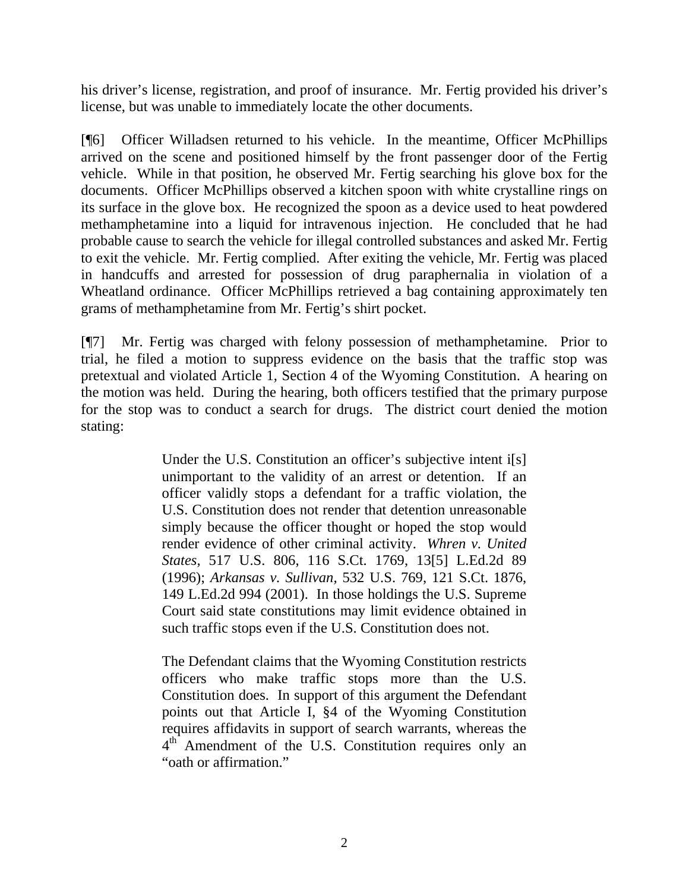his driver's license, registration, and proof of insurance. Mr. Fertig provided his driver's license, but was unable to immediately locate the other documents.

[¶6] Officer Willadsen returned to his vehicle. In the meantime, Officer McPhillips arrived on the scene and positioned himself by the front passenger door of the Fertig vehicle. While in that position, he observed Mr. Fertig searching his glove box for the documents. Officer McPhillips observed a kitchen spoon with white crystalline rings on its surface in the glove box. He recognized the spoon as a device used to heat powdered methamphetamine into a liquid for intravenous injection. He concluded that he had probable cause to search the vehicle for illegal controlled substances and asked Mr. Fertig to exit the vehicle. Mr. Fertig complied. After exiting the vehicle, Mr. Fertig was placed in handcuffs and arrested for possession of drug paraphernalia in violation of a Wheatland ordinance. Officer McPhillips retrieved a bag containing approximately ten grams of methamphetamine from Mr. Fertig's shirt pocket.

[¶7] Mr. Fertig was charged with felony possession of methamphetamine. Prior to trial, he filed a motion to suppress evidence on the basis that the traffic stop was pretextual and violated Article 1, Section 4 of the Wyoming Constitution. A hearing on the motion was held. During the hearing, both officers testified that the primary purpose for the stop was to conduct a search for drugs. The district court denied the motion stating:

> Under the U.S. Constitution an officer's subjective intent i[s] unimportant to the validity of an arrest or detention. If an officer validly stops a defendant for a traffic violation, the U.S. Constitution does not render that detention unreasonable simply because the officer thought or hoped the stop would render evidence of other criminal activity. *Whren v. United States*, 517 U.S. 806, 116 S.Ct. 1769, 13[5] L.Ed.2d 89 (1996); *Arkansas v. Sullivan*, 532 U.S. 769, 121 S.Ct. 1876, 149 L.Ed.2d 994 (2001). In those holdings the U.S. Supreme Court said state constitutions may limit evidence obtained in such traffic stops even if the U.S. Constitution does not.
>
> The Defendant claims that the Wyoming Constitution restricts officers who make traffic stops more than the U.S. Constitution does. In support of this argument the Defendant points out that Article I, §4 of the Wyoming Constitution requires affidavits in support of search warrants, whereas the 4th Amendment of the U.S. Constitution requires only an "oath or affirmation."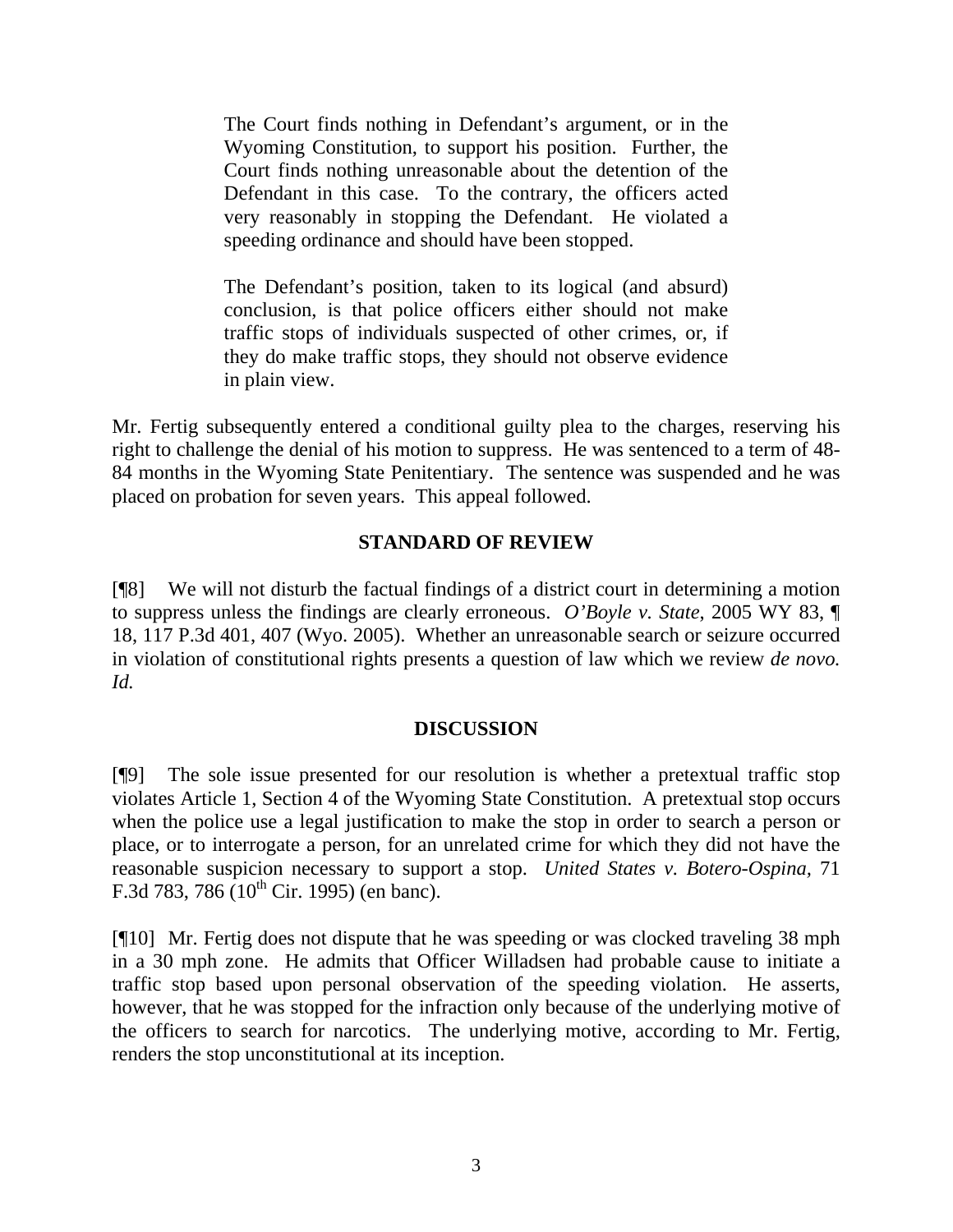> The Court finds nothing in Defendant's argument, or in the Wyoming Constitution, to support his position. Further, the Court finds nothing unreasonable about the detention of the Defendant in this case. To the contrary, the officers acted very reasonably in stopping the Defendant. He violated a speeding ordinance and should have been stopped.
>
> The Defendant's position, taken to its logical (and absurd) conclusion, is that police officers either should not make traffic stops of individuals suspected of other crimes, or, if they do make traffic stops, they should not observe evidence in plain view.

Mr. Fertig subsequently entered a conditional guilty plea to the charges, reserving his right to challenge the denial of his motion to suppress. He was sentenced to a term of 48-84 months in the Wyoming State Penitentiary. The sentence was suspended and he was placed on probation for seven years. This appeal followed.

## STANDARD OF REVIEW

[¶8] We will not disturb the factual findings of a district court in determining a motion to suppress unless the findings are clearly erroneous. *O'Boyle v. State*, 2005 WY 83, ¶ 18, 117 P.3d 401, 407 (Wyo. 2005). Whether an unreasonable search or seizure occurred in violation of constitutional rights presents a question of law which we review *de novo*. *Id.*

## DISCUSSION

[¶9] The sole issue presented for our resolution is whether a pretextual traffic stop violates Article 1, Section 4 of the Wyoming State Constitution. A pretextual stop occurs when the police use a legal justification to make the stop in order to search a person or place, or to interrogate a person, for an unrelated crime for which they did not have the reasonable suspicion necessary to support a stop. *United States v. Botero-Ospina*, 71 F.3d 783, 786 (10th Cir. 1995) (en banc).

[¶10] Mr. Fertig does not dispute that he was speeding or was clocked traveling 38 mph in a 30 mph zone. He admits that Officer Willadsen had probable cause to initiate a traffic stop based upon personal observation of the speeding violation. He asserts, however, that he was stopped for the infraction only because of the underlying motive of the officers to search for narcotics. The underlying motive, according to Mr. Fertig, renders the stop unconstitutional at its inception.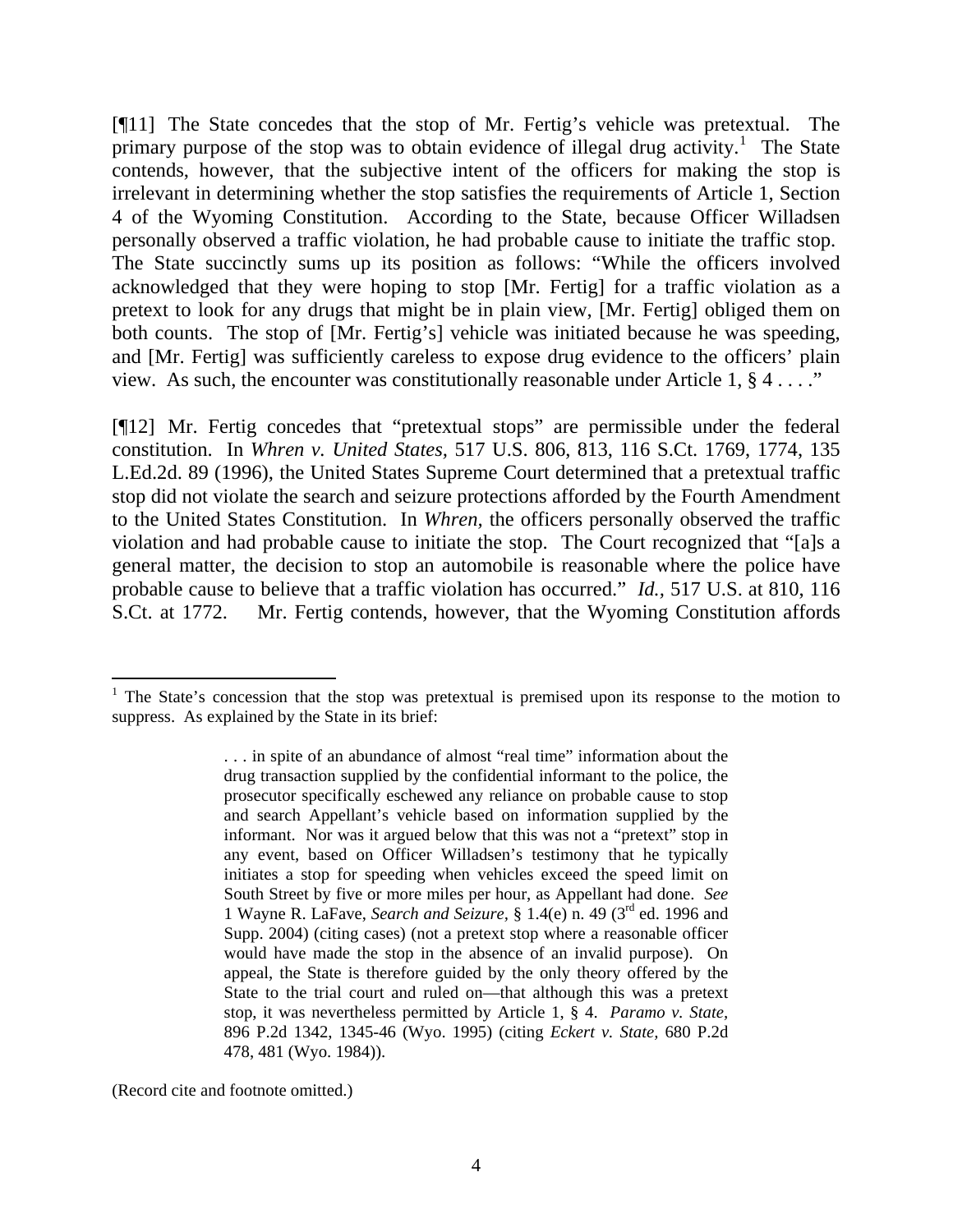[¶11] The State concedes that the stop of Mr. Fertig's vehicle was pretextual. The primary purpose of the stop was to obtain evidence of illegal drug activity.[1] The State contends, however, that the subjective intent of the officers for making the stop is irrelevant in determining whether the stop satisfies the requirements of Article 1, Section 4 of the Wyoming Constitution. According to the State, because Officer Willadsen personally observed a traffic violation, he had probable cause to initiate the traffic stop. The State succinctly sums up its position as follows: "While the officers involved acknowledged that they were hoping to stop [Mr. Fertig] for a traffic violation as a pretext to look for any drugs that might be in plain view, [Mr. Fertig] obliged them on both counts. The stop of [Mr. Fertig's] vehicle was initiated because he was speeding, and [Mr. Fertig] was sufficiently careless to expose drug evidence to the officers' plain view. As such, the encounter was constitutionally reasonable under Article 1, § 4 . . . ."

[¶12] Mr. Fertig concedes that "pretextual stops" are permissible under the federal constitution. In *Whren v. United States,* 517 U.S. 806, 813, 116 S.Ct. 1769, 1774, 135 L.Ed.2d. 89 (1996), the United States Supreme Court determined that a pretextual traffic stop did not violate the search and seizure protections afforded by the Fourth Amendment to the United States Constitution. In *Whren,* the officers personally observed the traffic violation and had probable cause to initiate the stop. The Court recognized that "[a]s a general matter, the decision to stop an automobile is reasonable where the police have probable cause to believe that a traffic violation has occurred." *Id.,* 517 U.S. at 810, 116 S.Ct. at 1772. Mr. Fertig contends, however, that the Wyoming Constitution affords

---

[1] The State's concession that the stop was pretextual is premised upon its response to the motion to suppress. As explained by the State in its brief:

> . . . in spite of an abundance of almost "real time" information about the drug transaction supplied by the confidential informant to the police, the prosecutor specifically eschewed any reliance on probable cause to stop and search Appellant's vehicle based on information supplied by the informant. Nor was it argued below that this was not a "pretext" stop in any event, based on Officer Willadsen's testimony that he typically initiates a stop for speeding when vehicles exceed the speed limit on South Street by five or more miles per hour, as Appellant had done. *See* 1 Wayne R. LaFave, *Search and Seizure,* § 1.4(e) n. 49 (3rd ed. 1996 and Supp. 2004) (citing cases) (not a pretext stop where a reasonable officer would have made the stop in the absence of an invalid purpose). On appeal, the State is therefore guided by the only theory offered by the State to the trial court and ruled on—that although this was a pretext stop, it was nevertheless permitted by Article 1, § 4. *Paramo v. State,* 896 P.2d 1342, 1345-46 (Wyo. 1995) (citing *Eckert v. State,* 680 P.2d 478, 481 (Wyo. 1984)).

(Record cite and footnote omitted.)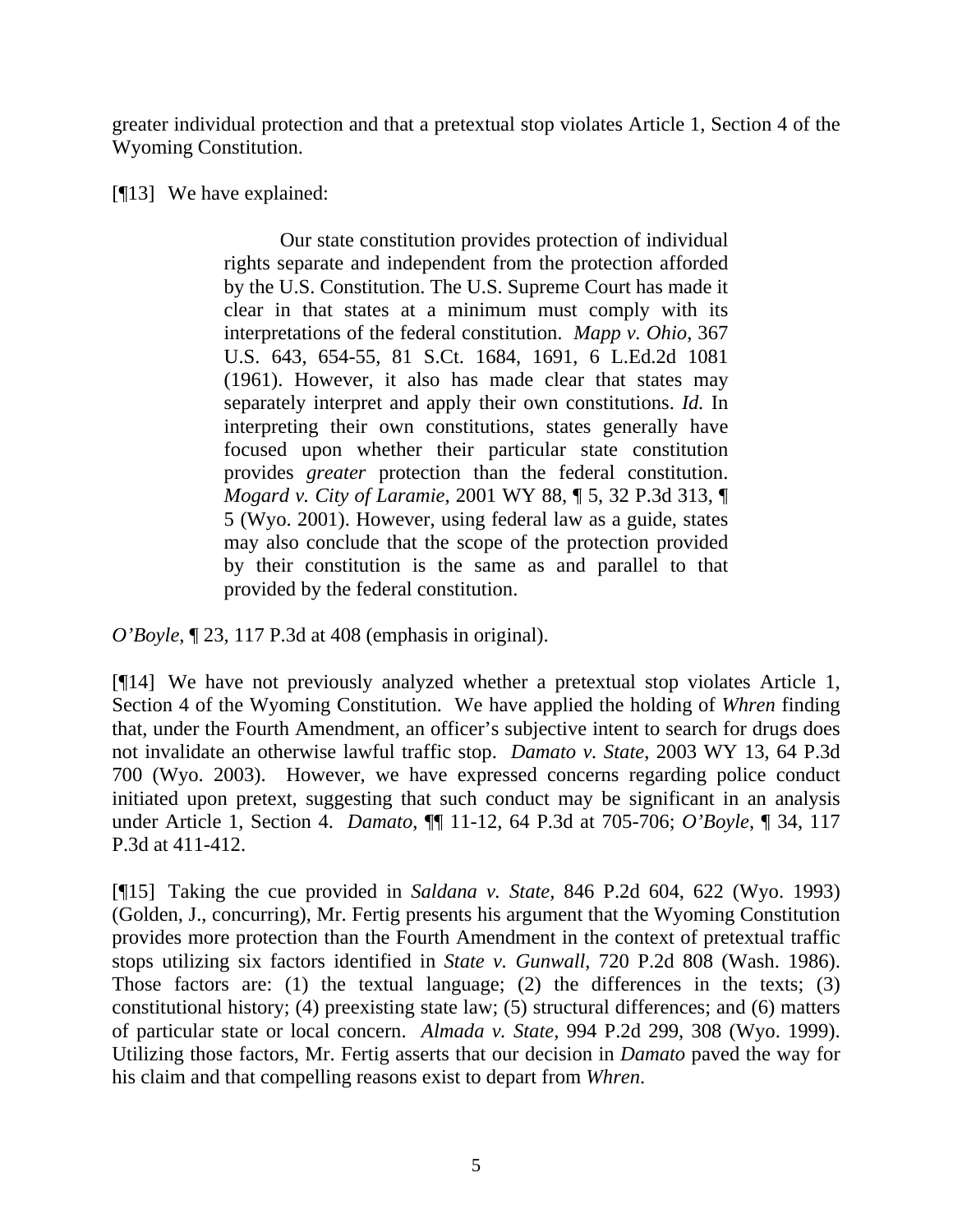greater individual protection and that a pretextual stop violates Article 1, Section 4 of the Wyoming Constitution.

[¶13] We have explained:

> Our state constitution provides protection of individual rights separate and independent from the protection afforded by the U.S. Constitution. The U.S. Supreme Court has made it clear in that states at a minimum must comply with its interpretations of the federal constitution. *Mapp v. Ohio*, 367 U.S. 643, 654-55, 81 S.Ct. 1684, 1691, 6 L.Ed.2d 1081 (1961). However, it also has made clear that states may separately interpret and apply their own constitutions. *Id.* In interpreting their own constitutions, states generally have focused upon whether their particular state constitution provides *greater* protection than the federal constitution. *Mogard v. City of Laramie*, 2001 WY 88, ¶ 5, 32 P.3d 313, ¶ 5 (Wyo. 2001). However, using federal law as a guide, states may also conclude that the scope of the protection provided by their constitution is the same as and parallel to that provided by the federal constitution.

*O'Boyle*, ¶ 23, 117 P.3d at 408 (emphasis in original).

[¶14] We have not previously analyzed whether a pretextual stop violates Article 1, Section 4 of the Wyoming Constitution. We have applied the holding of *Whren* finding that, under the Fourth Amendment, an officer's subjective intent to search for drugs does not invalidate an otherwise lawful traffic stop. *Damato v. State*, 2003 WY 13, 64 P.3d 700 (Wyo. 2003). However, we have expressed concerns regarding police conduct initiated upon pretext, suggesting that such conduct may be significant in an analysis under Article 1, Section 4. *Damato*, ¶¶ 11-12, 64 P.3d at 705-706; *O'Boyle*, ¶ 34, 117 P.3d at 411-412.

[¶15] Taking the cue provided in *Saldana v. State*, 846 P.2d 604, 622 (Wyo. 1993) (Golden, J., concurring), Mr. Fertig presents his argument that the Wyoming Constitution provides more protection than the Fourth Amendment in the context of pretextual traffic stops utilizing six factors identified in *State v. Gunwall*, 720 P.2d 808 (Wash. 1986). Those factors are: (1) the textual language; (2) the differences in the texts; (3) constitutional history; (4) preexisting state law; (5) structural differences; and (6) matters of particular state or local concern. *Almada v. State*, 994 P.2d 299, 308 (Wyo. 1999). Utilizing those factors, Mr. Fertig asserts that our decision in *Damato* paved the way for his claim and that compelling reasons exist to depart from *Whren*.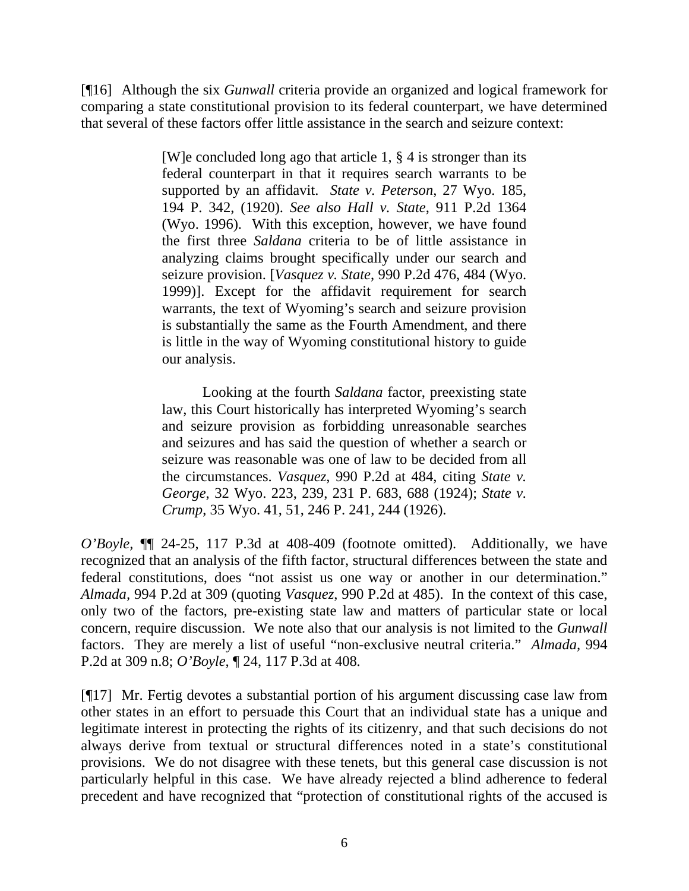[¶16] Although the six *Gunwall* criteria provide an organized and logical framework for comparing a state constitutional provision to its federal counterpart, we have determined that several of these factors offer little assistance in the search and seizure context:

> [W]e concluded long ago that article 1, § 4 is stronger than its federal counterpart in that it requires search warrants to be supported by an affidavit. *State v. Peterson*, 27 Wyo. 185, 194 P. 342, (1920). *See also Hall v. State*, 911 P.2d 1364 (Wyo. 1996). With this exception, however, we have found the first three *Saldana* criteria to be of little assistance in analyzing claims brought specifically under our search and seizure provision. [*Vasquez v. State*, 990 P.2d 476, 484 (Wyo. 1999)]. Except for the affidavit requirement for search warrants, the text of Wyoming's search and seizure provision is substantially the same as the Fourth Amendment, and there is little in the way of Wyoming constitutional history to guide our analysis.
>
> Looking at the fourth *Saldana* factor, preexisting state law, this Court historically has interpreted Wyoming's search and seizure provision as forbidding unreasonable searches and seizures and has said the question of whether a search or seizure was reasonable was one of law to be decided from all the circumstances. *Vasquez*, 990 P.2d at 484, citing *State v. George*, 32 Wyo. 223, 239, 231 P. 683, 688 (1924); *State v. Crump*, 35 Wyo. 41, 51, 246 P. 241, 244 (1926).

*O'Boyle*, ¶¶ 24-25, 117 P.3d at 408-409 (footnote omitted). Additionally, we have recognized that an analysis of the fifth factor, structural differences between the state and federal constitutions, does "not assist us one way or another in our determination." *Almada*, 994 P.2d at 309 (quoting *Vasquez*, 990 P.2d at 485). In the context of this case, only two of the factors, pre-existing state law and matters of particular state or local concern, require discussion. We note also that our analysis is not limited to the *Gunwall* factors. They are merely a list of useful "non-exclusive neutral criteria." *Almada*, 994 P.2d at 309 n.8; *O'Boyle*, ¶ 24, 117 P.3d at 408.

[¶17] Mr. Fertig devotes a substantial portion of his argument discussing case law from other states in an effort to persuade this Court that an individual state has a unique and legitimate interest in protecting the rights of its citizenry, and that such decisions do not always derive from textual or structural differences noted in a state's constitutional provisions. We do not disagree with these tenets, but this general case discussion is not particularly helpful in this case. We have already rejected a blind adherence to federal precedent and have recognized that "protection of constitutional rights of the accused is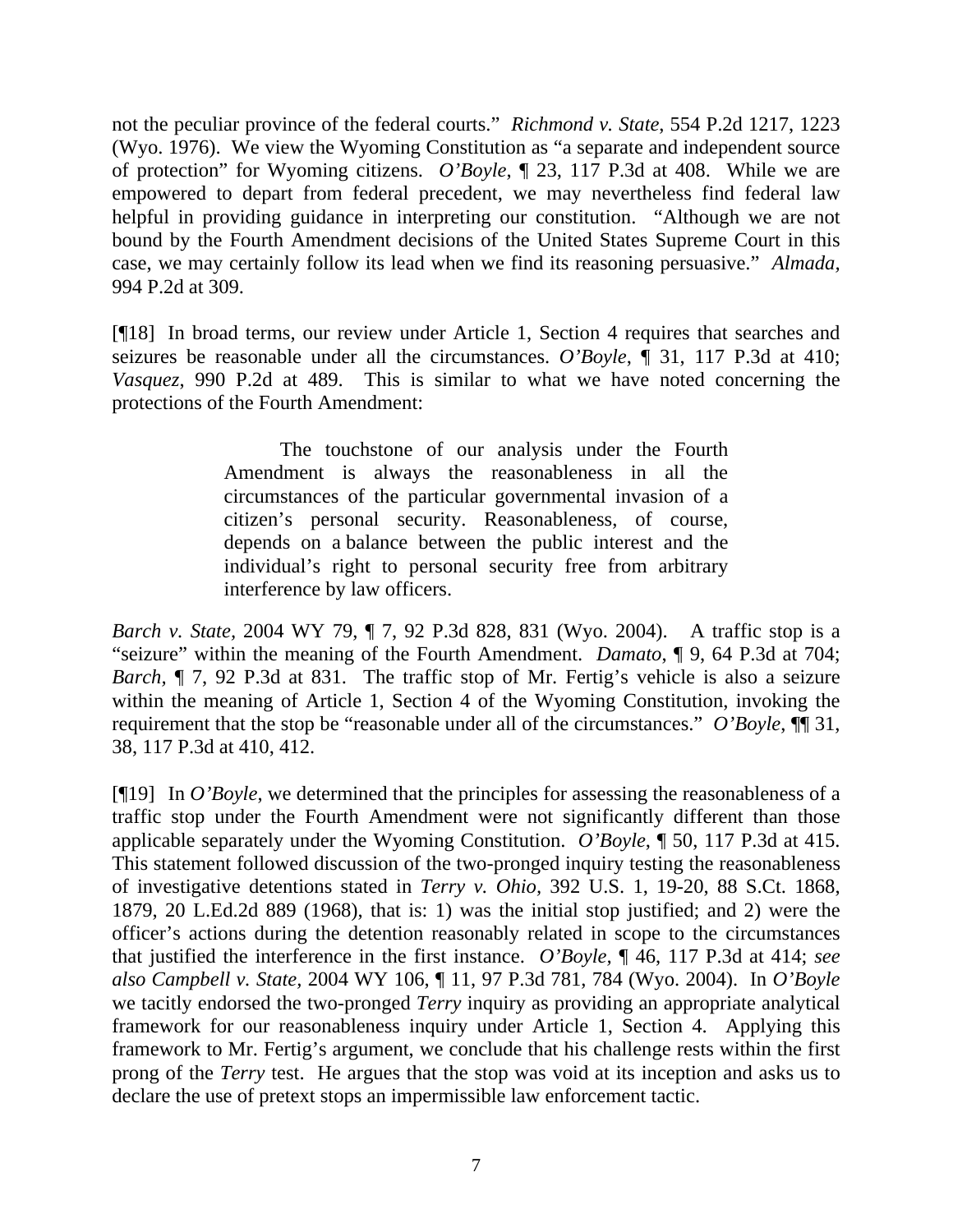not the peculiar province of the federal courts." *Richmond v. State*, 554 P.2d 1217, 1223 (Wyo. 1976). We view the Wyoming Constitution as "a separate and independent source of protection" for Wyoming citizens. *O'Boyle*, ¶ 23, 117 P.3d at 408. While we are empowered to depart from federal precedent, we may nevertheless find federal law helpful in providing guidance in interpreting our constitution. "Although we are not bound by the Fourth Amendment decisions of the United States Supreme Court in this case, we may certainly follow its lead when we find its reasoning persuasive." *Almada*, 994 P.2d at 309.

[¶18] In broad terms, our review under Article 1, Section 4 requires that searches and seizures be reasonable under all the circumstances. *O'Boyle*, ¶ 31, 117 P.3d at 410; *Vasquez*, 990 P.2d at 489. This is similar to what we have noted concerning the protections of the Fourth Amendment:

> The touchstone of our analysis under the Fourth Amendment is always the reasonableness in all the circumstances of the particular governmental invasion of a citizen's personal security. Reasonableness, of course, depends on a balance between the public interest and the individual's right to personal security free from arbitrary interference by law officers.

*Barch v. State*, 2004 WY 79, ¶ 7, 92 P.3d 828, 831 (Wyo. 2004). A traffic stop is a "seizure" within the meaning of the Fourth Amendment. *Damato*, ¶ 9, 64 P.3d at 704; *Barch*, ¶ 7, 92 P.3d at 831. The traffic stop of Mr. Fertig's vehicle is also a seizure within the meaning of Article 1, Section 4 of the Wyoming Constitution, invoking the requirement that the stop be "reasonable under all of the circumstances." *O'Boyle*, ¶¶ 31, 38, 117 P.3d at 410, 412.

[¶19] In *O'Boyle*, we determined that the principles for assessing the reasonableness of a traffic stop under the Fourth Amendment were not significantly different than those applicable separately under the Wyoming Constitution. *O'Boyle*, ¶ 50, 117 P.3d at 415. This statement followed discussion of the two-pronged inquiry testing the reasonableness of investigative detentions stated in *Terry v. Ohio*, 392 U.S. 1, 19-20, 88 S.Ct. 1868, 1879, 20 L.Ed.2d 889 (1968), that is: 1) was the initial stop justified; and 2) were the officer's actions during the detention reasonably related in scope to the circumstances that justified the interference in the first instance. *O'Boyle*, ¶ 46, 117 P.3d at 414; *see also Campbell v. State*, 2004 WY 106, ¶ 11, 97 P.3d 781, 784 (Wyo. 2004). In *O'Boyle* we tacitly endorsed the two-pronged *Terry* inquiry as providing an appropriate analytical framework for our reasonableness inquiry under Article 1, Section 4. Applying this framework to Mr. Fertig's argument, we conclude that his challenge rests within the first prong of the *Terry* test. He argues that the stop was void at its inception and asks us to declare the use of pretext stops an impermissible law enforcement tactic.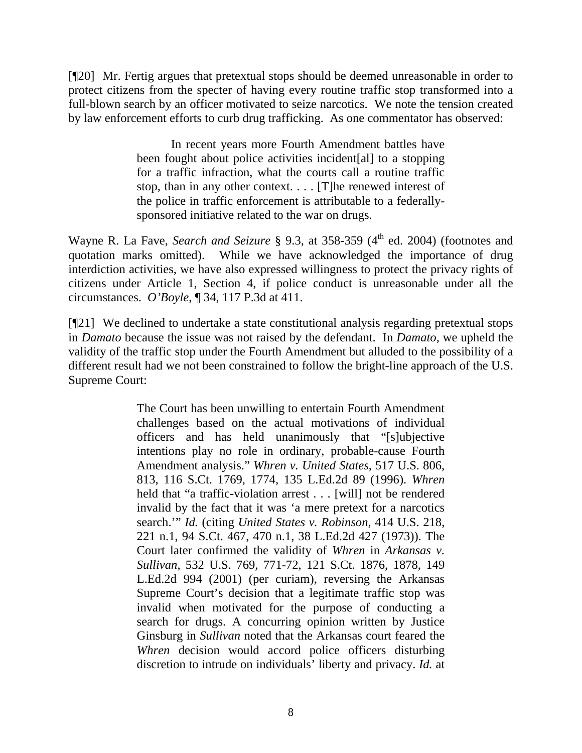[¶20] Mr. Fertig argues that pretextual stops should be deemed unreasonable in order to protect citizens from the specter of having every routine traffic stop transformed into a full-blown search by an officer motivated to seize narcotics. We note the tension created by law enforcement efforts to curb drug trafficking. As one commentator has observed:

> In recent years more Fourth Amendment battles have been fought about police activities incident[al] to a stopping for a traffic infraction, what the courts call a routine traffic stop, than in any other context. . . . [T]he renewed interest of the police in traffic enforcement is attributable to a federally-sponsored initiative related to the war on drugs.

Wayne R. La Fave, *Search and Seizure* § 9.3, at 358-359 (4th ed. 2004) (footnotes and quotation marks omitted). While we have acknowledged the importance of drug interdiction activities, we have also expressed willingness to protect the privacy rights of citizens under Article 1, Section 4, if police conduct is unreasonable under all the circumstances. *O'Boyle*, ¶ 34, 117 P.3d at 411.

[¶21] We declined to undertake a state constitutional analysis regarding pretextual stops in *Damato* because the issue was not raised by the defendant. In *Damato*, we upheld the validity of the traffic stop under the Fourth Amendment but alluded to the possibility of a different result had we not been constrained to follow the bright-line approach of the U.S. Supreme Court:

> The Court has been unwilling to entertain Fourth Amendment challenges based on the actual motivations of individual officers and has held unanimously that "[s]ubjective intentions play no role in ordinary, probable-cause Fourth Amendment analysis." *Whren v. United States*, 517 U.S. 806, 813, 116 S.Ct. 1769, 1774, 135 L.Ed.2d 89 (1996). *Whren* held that "a traffic-violation arrest . . . [will] not be rendered invalid by the fact that it was 'a mere pretext for a narcotics search.'" *Id.* (citing *United States v. Robinson*, 414 U.S. 218, 221 n.1, 94 S.Ct. 467, 470 n.1, 38 L.Ed.2d 427 (1973)). The Court later confirmed the validity of *Whren* in *Arkansas v. Sullivan*, 532 U.S. 769, 771-72, 121 S.Ct. 1876, 1878, 149 L.Ed.2d 994 (2001) (per curiam), reversing the Arkansas Supreme Court's decision that a legitimate traffic stop was invalid when motivated for the purpose of conducting a search for drugs. A concurring opinion written by Justice Ginsburg in *Sullivan* noted that the Arkansas court feared the *Whren* decision would accord police officers disturbing discretion to intrude on individuals' liberty and privacy. *Id.* at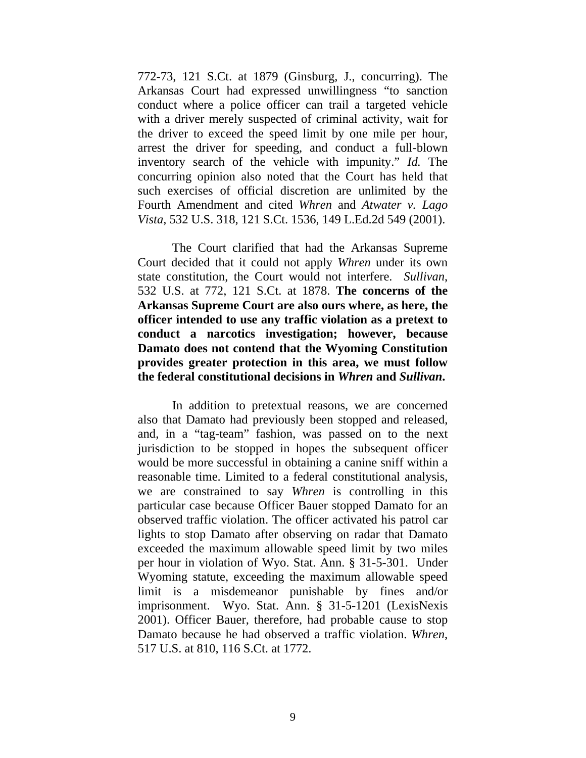772-73, 121 S.Ct. at 1879 (Ginsburg, J., concurring). The Arkansas Court had expressed unwillingness "to sanction conduct where a police officer can trail a targeted vehicle with a driver merely suspected of criminal activity, wait for the driver to exceed the speed limit by one mile per hour, arrest the driver for speeding, and conduct a full-blown inventory search of the vehicle with impunity." *Id.* The concurring opinion also noted that the Court has held that such exercises of official discretion are unlimited by the Fourth Amendment and cited *Whren* and *Atwater v. Lago Vista*, 532 U.S. 318, 121 S.Ct. 1536, 149 L.Ed.2d 549 (2001).

The Court clarified that had the Arkansas Supreme Court decided that it could not apply *Whren* under its own state constitution, the Court would not interfere. *Sullivan*, 532 U.S. at 772, 121 S.Ct. at 1878. **The concerns of the Arkansas Supreme Court are also ours where, as here, the officer intended to use any traffic violation as a pretext to conduct a narcotics investigation; however, because Damato does not contend that the Wyoming Constitution provides greater protection in this area, we must follow the federal constitutional decisions in *Whren* and *Sullivan*.**

In addition to pretextual reasons, we are concerned also that Damato had previously been stopped and released, and, in a "tag-team" fashion, was passed on to the next jurisdiction to be stopped in hopes the subsequent officer would be more successful in obtaining a canine sniff within a reasonable time. Limited to a federal constitutional analysis, we are constrained to say *Whren* is controlling in this particular case because Officer Bauer stopped Damato for an observed traffic violation. The officer activated his patrol car lights to stop Damato after observing on radar that Damato exceeded the maximum allowable speed limit by two miles per hour in violation of Wyo. Stat. Ann. § 31-5-301. Under Wyoming statute, exceeding the maximum allowable speed limit is a misdemeanor punishable by fines and/or imprisonment. Wyo. Stat. Ann. § 31-5-1201 (LexisNexis 2001). Officer Bauer, therefore, had probable cause to stop Damato because he had observed a traffic violation. *Whren*, 517 U.S. at 810, 116 S.Ct. at 1772.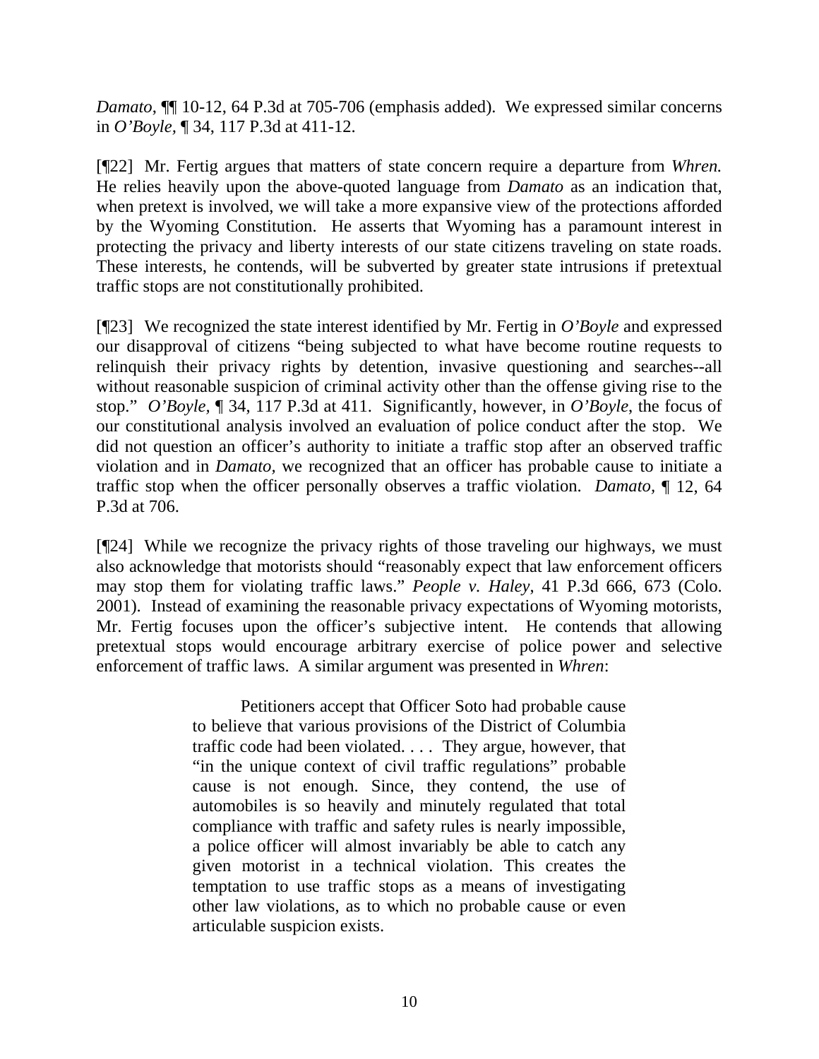*Damato*, ¶¶ 10-12, 64 P.3d at 705-706 (emphasis added). We expressed similar concerns in *O'Boyle,* ¶ 34, 117 P.3d at 411-12.

[¶22] Mr. Fertig argues that matters of state concern require a departure from *Whren.* He relies heavily upon the above-quoted language from *Damato* as an indication that, when pretext is involved, we will take a more expansive view of the protections afforded by the Wyoming Constitution. He asserts that Wyoming has a paramount interest in protecting the privacy and liberty interests of our state citizens traveling on state roads. These interests, he contends, will be subverted by greater state intrusions if pretextual traffic stops are not constitutionally prohibited.

[¶23] We recognized the state interest identified by Mr. Fertig in *O'Boyle* and expressed our disapproval of citizens "being subjected to what have become routine requests to relinquish their privacy rights by detention, invasive questioning and searches--all without reasonable suspicion of criminal activity other than the offense giving rise to the stop." *O'Boyle,* ¶ 34, 117 P.3d at 411. Significantly, however, in *O'Boyle*, the focus of our constitutional analysis involved an evaluation of police conduct after the stop. We did not question an officer's authority to initiate a traffic stop after an observed traffic violation and in *Damato,* we recognized that an officer has probable cause to initiate a traffic stop when the officer personally observes a traffic violation. *Damato,* ¶ 12, 64 P.3d at 706.

[¶24] While we recognize the privacy rights of those traveling our highways, we must also acknowledge that motorists should "reasonably expect that law enforcement officers may stop them for violating traffic laws." *People v. Haley,* 41 P.3d 666, 673 (Colo. 2001). Instead of examining the reasonable privacy expectations of Wyoming motorists, Mr. Fertig focuses upon the officer's subjective intent. He contends that allowing pretextual stops would encourage arbitrary exercise of police power and selective enforcement of traffic laws. A similar argument was presented in *Whren*:

> Petitioners accept that Officer Soto had probable cause to believe that various provisions of the District of Columbia traffic code had been violated. . . . They argue, however, that "in the unique context of civil traffic regulations" probable cause is not enough. Since, they contend, the use of automobiles is so heavily and minutely regulated that total compliance with traffic and safety rules is nearly impossible, a police officer will almost invariably be able to catch any given motorist in a technical violation. This creates the temptation to use traffic stops as a means of investigating other law violations, as to which no probable cause or even articulable suspicion exists.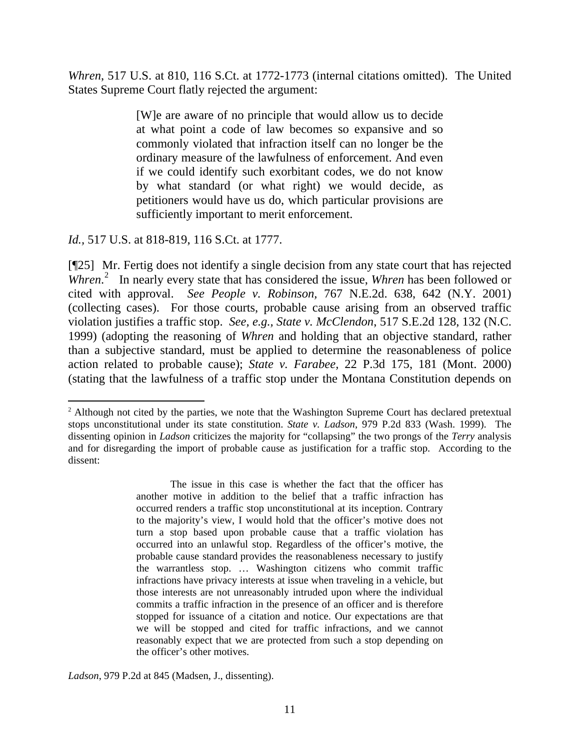*Whren*, 517 U.S. at 810, 116 S.Ct. at 1772-1773 (internal citations omitted). The United States Supreme Court flatly rejected the argument:

> [W]e are aware of no principle that would allow us to decide at what point a code of law becomes so expansive and so commonly violated that infraction itself can no longer be the ordinary measure of the lawfulness of enforcement. And even if we could identify such exorbitant codes, we do not know by what standard (or what right) we would decide, as petitioners would have us do, which particular provisions are sufficiently important to merit enforcement.

*Id.*, 517 U.S. at 818-819, 116 S.Ct. at 1777.

[¶25] Mr. Fertig does not identify a single decision from any state court that has rejected *Whren*.[2] In nearly every state that has considered the issue, *Whren* has been followed or cited with approval. *See People v. Robinson*, 767 N.E.2d. 638, 642 (N.Y. 2001) (collecting cases). For those courts, probable cause arising from an observed traffic violation justifies a traffic stop. *See, e.g., State v. McClendon*, 517 S.E.2d 128, 132 (N.C. 1999) (adopting the reasoning of *Whren* and holding that an objective standard, rather than a subjective standard, must be applied to determine the reasonableness of police action related to probable cause); *State v. Farabee*, 22 P.3d 175, 181 (Mont. 2000) (stating that the lawfulness of a traffic stop under the Montana Constitution depends on

---

[2] Although not cited by the parties, we note that the Washington Supreme Court has declared pretextual stops unconstitutional under its state constitution. *State v. Ladson*, 979 P.2d 833 (Wash. 1999). The dissenting opinion in *Ladson* criticizes the majority for "collapsing" the two prongs of the *Terry* analysis and for disregarding the import of probable cause as justification for a traffic stop. According to the dissent:

> The issue in this case is whether the fact that the officer has another motive in addition to the belief that a traffic infraction has occurred renders a traffic stop unconstitutional at its inception. Contrary to the majority's view, I would hold that the officer's motive does not turn a stop based upon probable cause that a traffic violation has occurred into an unlawful stop. Regardless of the officer's motive, the probable cause standard provides the reasonableness necessary to justify the warrantless stop. … Washington citizens who commit traffic infractions have privacy interests at issue when traveling in a vehicle, but those interests are not unreasonably intruded upon where the individual commits a traffic infraction in the presence of an officer and is therefore stopped for issuance of a citation and notice. Our expectations are that we will be stopped and cited for traffic infractions, and we cannot reasonably expect that we are protected from such a stop depending on the officer's other motives.

*Ladson*, 979 P.2d at 845 (Madsen, J., dissenting).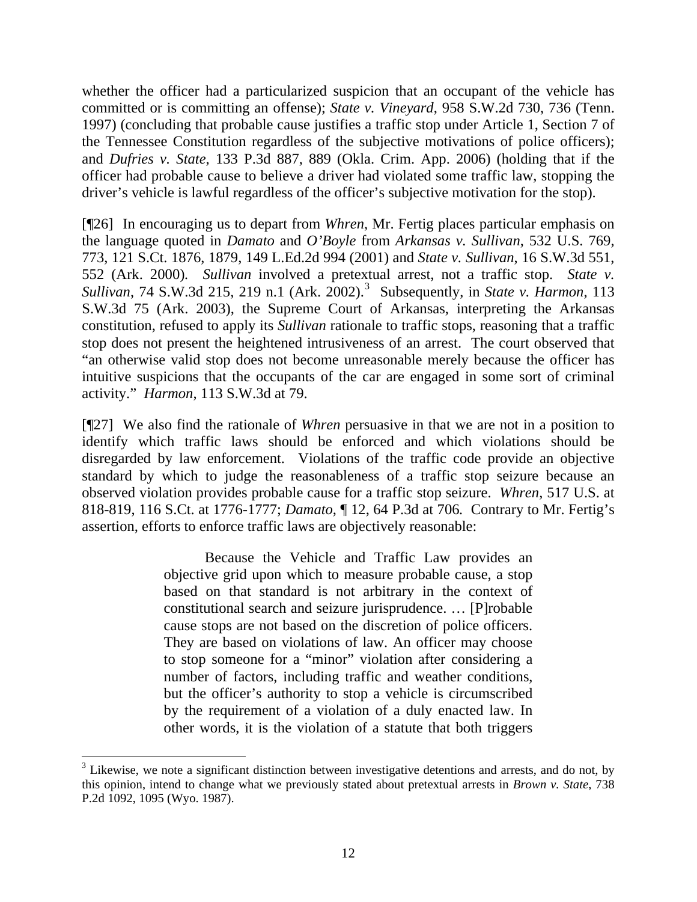whether the officer had a particularized suspicion that an occupant of the vehicle has committed or is committing an offense); *State v. Vineyard*, 958 S.W.2d 730, 736 (Tenn. 1997) (concluding that probable cause justifies a traffic stop under Article 1, Section 7 of the Tennessee Constitution regardless of the subjective motivations of police officers); and *Dufries v. State*, 133 P.3d 887, 889 (Okla. Crim. App. 2006) (holding that if the officer had probable cause to believe a driver had violated some traffic law, stopping the driver's vehicle is lawful regardless of the officer's subjective motivation for the stop).

[¶26] In encouraging us to depart from *Whren*, Mr. Fertig places particular emphasis on the language quoted in *Damato* and *O'Boyle* from *Arkansas v. Sullivan*, 532 U.S. 769, 773, 121 S.Ct. 1876, 1879, 149 L.Ed.2d 994 (2001) and *State v. Sullivan*, 16 S.W.3d 551, 552 (Ark. 2000). *Sullivan* involved a pretextual arrest, not a traffic stop. *State v. Sullivan*, 74 S.W.3d 215, 219 n.1 (Ark. 2002).[3] Subsequently, in *State v. Harmon*, 113 S.W.3d 75 (Ark. 2003), the Supreme Court of Arkansas, interpreting the Arkansas constitution, refused to apply its *Sullivan* rationale to traffic stops, reasoning that a traffic stop does not present the heightened intrusiveness of an arrest. The court observed that "an otherwise valid stop does not become unreasonable merely because the officer has intuitive suspicions that the occupants of the car are engaged in some sort of criminal activity." *Harmon*, 113 S.W.3d at 79.

[¶27] We also find the rationale of *Whren* persuasive in that we are not in a position to identify which traffic laws should be enforced and which violations should be disregarded by law enforcement. Violations of the traffic code provide an objective standard by which to judge the reasonableness of a traffic stop seizure because an observed violation provides probable cause for a traffic stop seizure. *Whren*, 517 U.S. at 818-819, 116 S.Ct. at 1776-1777; *Damato*, ¶ 12, 64 P.3d at 706. Contrary to Mr. Fertig's assertion, efforts to enforce traffic laws are objectively reasonable:

> Because the Vehicle and Traffic Law provides an objective grid upon which to measure probable cause, a stop based on that standard is not arbitrary in the context of constitutional search and seizure jurisprudence. … [P]robable cause stops are not based on the discretion of police officers. They are based on violations of law. An officer may choose to stop someone for a "minor" violation after considering a number of factors, including traffic and weather conditions, but the officer's authority to stop a vehicle is circumscribed by the requirement of a violation of a duly enacted law. In other words, it is the violation of a statute that both triggers

[3] Likewise, we note a significant distinction between investigative detentions and arrests, and do not, by this opinion, intend to change what we previously stated about pretextual arrests in *Brown v. State*, 738 P.2d 1092, 1095 (Wyo. 1987).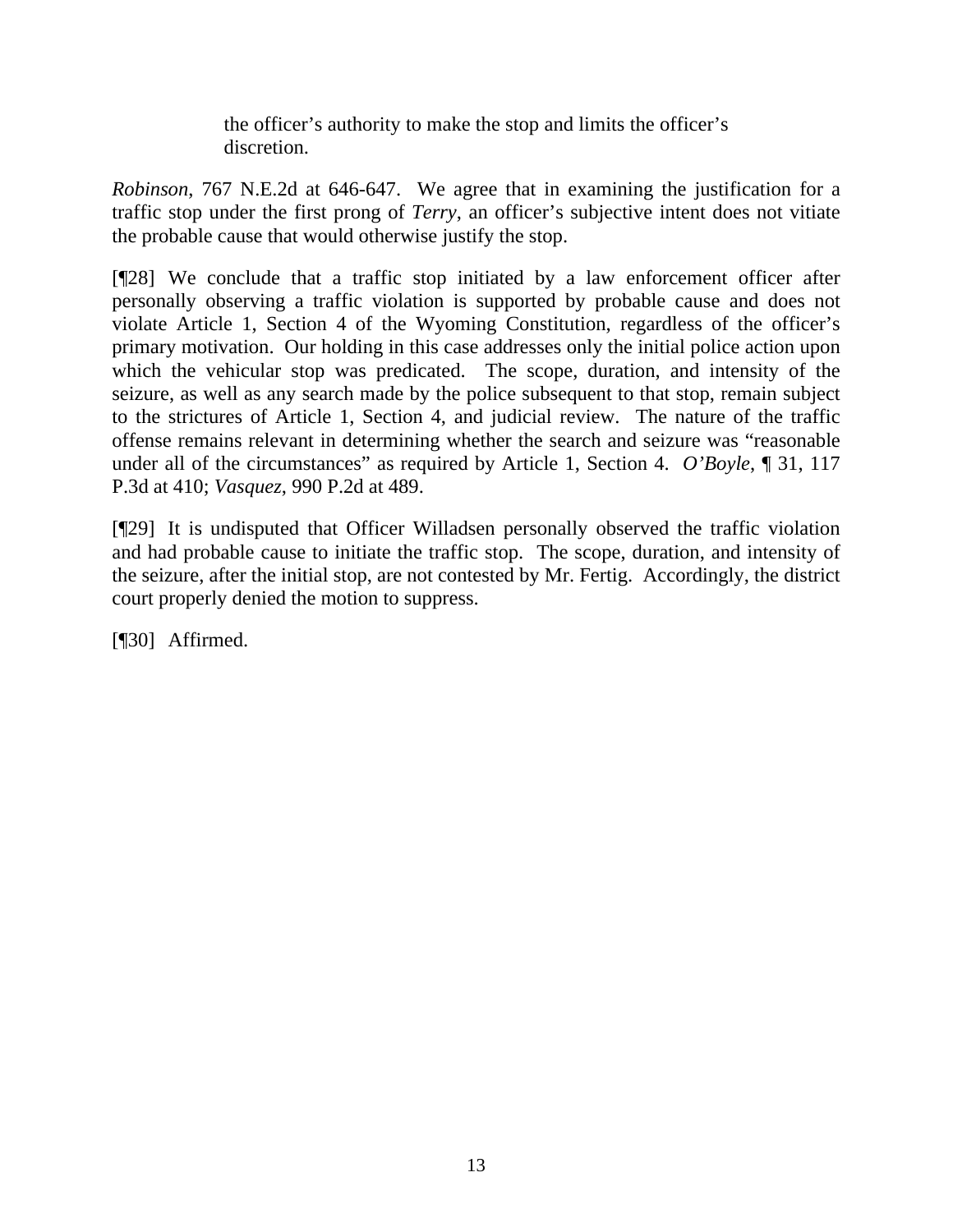> the officer's authority to make the stop and limits the officer's discretion.

*Robinson*, 767 N.E.2d at 646-647. We agree that in examining the justification for a traffic stop under the first prong of *Terry*, an officer's subjective intent does not vitiate the probable cause that would otherwise justify the stop.

[¶28] We conclude that a traffic stop initiated by a law enforcement officer after personally observing a traffic violation is supported by probable cause and does not violate Article 1, Section 4 of the Wyoming Constitution, regardless of the officer's primary motivation. Our holding in this case addresses only the initial police action upon which the vehicular stop was predicated. The scope, duration, and intensity of the seizure, as well as any search made by the police subsequent to that stop, remain subject to the strictures of Article 1, Section 4, and judicial review. The nature of the traffic offense remains relevant in determining whether the search and seizure was "reasonable under all of the circumstances" as required by Article 1, Section 4. *O'Boyle*, ¶ 31, 117 P.3d at 410; *Vasquez*, 990 P.2d at 489.

[¶29] It is undisputed that Officer Willadsen personally observed the traffic violation and had probable cause to initiate the traffic stop. The scope, duration, and intensity of the seizure, after the initial stop, are not contested by Mr. Fertig. Accordingly, the district court properly denied the motion to suppress.

[¶30] Affirmed.